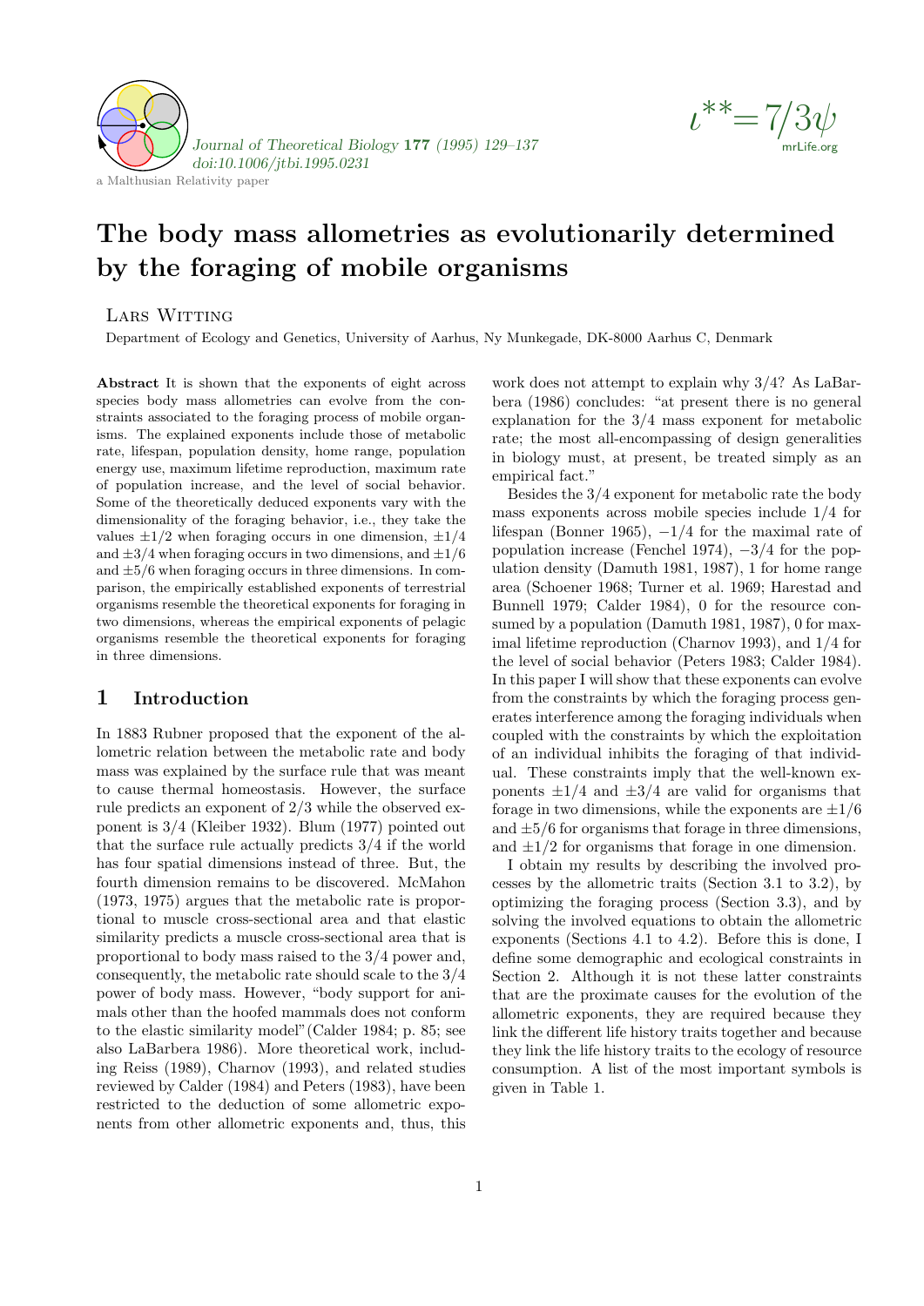*Journal of Theoretical Biology* **177** *(1995) 129–137*
*doi:10.1006/jtbi.1995.0231*

a Malthusian Relativity paper

$\iota^{**}=7/3\psi$
mrLife.org

# The body mass allometries as evolutionarily determined by the foraging of mobile organisms

Lars Witting

Department of Ecology and Genetics, University of Aarhus, Ny Munkegade, DK-8000 Aarhus C, Denmark

**Abstract** It is shown that the exponents of eight across species body mass allometries can evolve from the constraints associated to the foraging process of mobile organisms. The explained exponents include those of metabolic rate, lifespan, population density, home range, population energy use, maximum lifetime reproduction, maximum rate of population increase, and the level of social behavior. Some of the theoretically deduced exponents vary with the dimensionality of the foraging behavior, i.e., they take the values $\pm 1/2$ when foraging occurs in one dimension, $\pm 1/4$ and $\pm 3/4$ when foraging occurs in two dimensions, and $\pm 1/6$ and $\pm 5/6$ when foraging occurs in three dimensions. In comparison, the empirically established exponents of terrestrial organisms resemble the theoretical exponents for foraging in two dimensions, whereas the empirical exponents of pelagic organisms resemble the theoretical exponents for foraging in three dimensions.

## 1 Introduction

In 1883 Rubner proposed that the exponent of the allometric relation between the metabolic rate and body mass was explained by the surface rule that was meant to cause thermal homeostasis. However, the surface rule predicts an exponent of 2/3 while the observed exponent is 3/4 (Kleiber 1932). Blum (1977) pointed out that the surface rule actually predicts 3/4 if the world has four spatial dimensions instead of three. But, the fourth dimension remains to be discovered. McMahon (1973, 1975) argues that the metabolic rate is proportional to muscle cross-sectional area and that elastic similarity predicts a muscle cross-sectional area that is proportional to body mass raised to the 3/4 power and, consequently, the metabolic rate should scale to the 3/4 power of body mass. However, "body support for animals other than the hoofed mammals does not conform to the elastic similarity model"(Calder 1984; p. 85; see also LaBarbera 1986). More theoretical work, including Reiss (1989), Charnov (1993), and related studies reviewed by Calder (1984) and Peters (1983), have been restricted to the deduction of some allometric exponents from other allometric exponents and, thus, this work does not attempt to explain why 3/4? As LaBarbera (1986) concludes: "at present there is no general explanation for the 3/4 mass exponent for metabolic rate; the most all-encompassing of design generalities in biology must, at present, be treated simply as an empirical fact."

Besides the 3/4 exponent for metabolic rate the body mass exponents across mobile species include 1/4 for lifespan (Bonner 1965), $-1/4$ for the maximal rate of population increase (Fenchel 1974), $-3/4$ for the population density (Damuth 1981, 1987), 1 for home range area (Schoener 1968; Turner et al. 1969; Harestad and Bunnell 1979; Calder 1984), 0 for the resource consumed by a population (Damuth 1981, 1987), 0 for maximal lifetime reproduction (Charnov 1993), and 1/4 for the level of social behavior (Peters 1983; Calder 1984). In this paper I will show that these exponents can evolve from the constraints by which the foraging process generates interference among the foraging individuals when coupled with the constraints by which the exploitation of an individual inhibits the foraging of that individual. These constraints imply that the well-known exponents $\pm 1/4$ and $\pm 3/4$ are valid for organisms that forage in two dimensions, while the exponents are $\pm 1/6$ and $\pm 5/6$ for organisms that forage in three dimensions, and $\pm 1/2$ for organisms that forage in one dimension.

I obtain my results by describing the involved processes by the allometric traits (Section 3.1 to 3.2), by optimizing the foraging process (Section 3.3), and by solving the involved equations to obtain the allometric exponents (Sections 4.1 to 4.2). Before this is done, I define some demographic and ecological constraints in Section 2. Although it is not these latter constraints that are the proximate causes for the evolution of the allometric exponents, they are required because they link the different life history traits together and because they link the life history traits to the ecology of resource consumption. A list of the most important symbols is given in Table 1.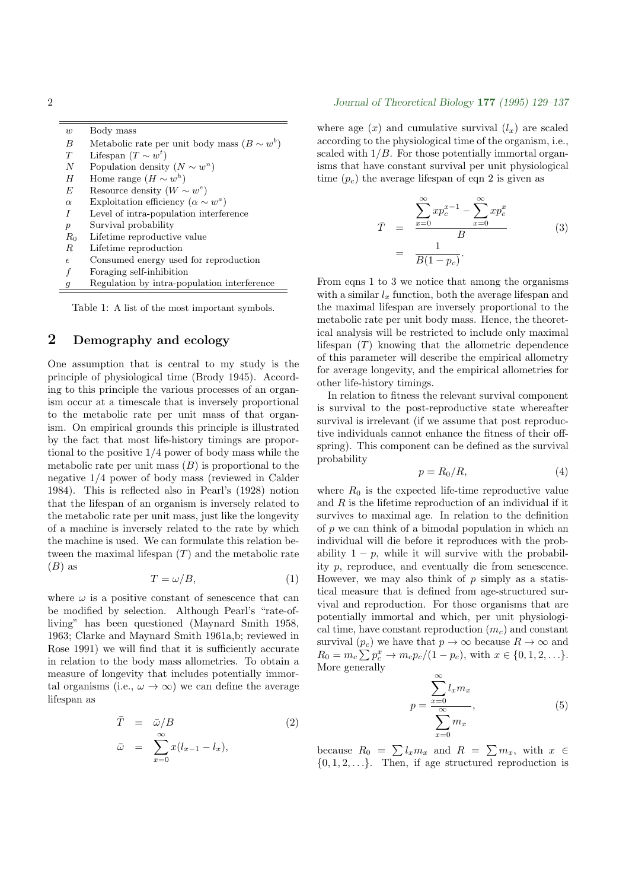| | |
|---|---|
| $w$ | Body mass |
| $B$ | Metabolic rate per unit body mass ($B \sim w^b$) |
| $T$ | Lifespan ($T \sim w^t$) |
| $N$ | Population density ($N \sim w^n$) |
| $H$ | Home range ($H \sim w^h$) |
| $E$ | Resource density ($W \sim w^e$) |
| $\alpha$ | Exploitation efficiency ($\alpha \sim w^a$) |
| $I$ | Level of intra-population interference |
| $p$ | Survival probability |
| $R_0$ | Lifetime reproductive value |
| $R$ | Lifetime reproduction |
| $\epsilon$ | Consumed energy used for reproduction |
| $f$ | Foraging self-inhibition |
| $g$ | Regulation by intra-population interference |

Table 1: A list of the most important symbols.

## 2 Demography and ecology

One assumption that is central to my study is the principle of physiological time (Brody 1945). According to this principle the various processes of an organism occur at a timescale that is inversely proportional to the metabolic rate per unit mass of that organism. On empirical grounds this principle is illustrated by the fact that most life-history timings are proportional to the positive 1/4 power of body mass while the metabolic rate per unit mass ($B$) is proportional to the negative 1/4 power of body mass (reviewed in Calder 1984). This is reflected also in Pearl's (1928) notion that the lifespan of an organism is inversely related to the metabolic rate per unit mass, just like the longevity of a machine is inversely related to the rate by which the machine is used. We can formulate this relation between the maximal lifespan ($T$) and the metabolic rate ($B$) as

$$T = \omega/B, \tag{1}$$

where $\omega$ is a positive constant of senescence that can be modified by selection. Although Pearl's "rate-of-living" has been questioned (Maynard Smith 1958, 1963; Clarke and Maynard Smith 1961a,b; reviewed in Rose 1991) we will find that it is sufficiently accurate in relation to the body mass allometries. To obtain a measure of longevity that includes potentially immortal organisms (i.e., $\omega \to \infty$) we can define the average lifespan as

$$\begin{aligned} \bar{T} &= \bar{\omega}/B \\ \bar{\omega} &= \sum_{x=0}^{\infty} x(l_{x-1} - l_x), \end{aligned} \tag{2}$$

where age ($x$) and cumulative survival ($l_x$) are scaled according to the physiological time of the organism, i.e., scaled with $1/B$. For those potentially immortal organisms that have constant survival per unit physiological time ($p_c$) the average lifespan of eqn 2 is given as

$$\begin{aligned} \bar{T} &= \frac{\sum_{x=0}^{\infty} x p_c^{x-1} - \sum_{x=0}^{\infty} x p_c^x}{B} \\ &= \frac{1}{B(1-p_c)}. \end{aligned} \tag{3}$$

From eqns 1 to 3 we notice that among the organisms with a similar $l_x$ function, both the average lifespan and the maximal lifespan are inversely proportional to the metabolic rate per unit body mass. Hence, the theoretical analysis will be restricted to include only maximal lifespan ($T$) knowing that the allometric dependence of this parameter will describe the empirical allometry for average longevity, and the empirical allometries for other life-history timings.

In relation to fitness the relevant survival component is survival to the post-reproductive state whereafter survival is irrelevant (if we assume that post reproductive individuals cannot enhance the fitness of their offspring). This component can be defined as the survival probability

$$p = R_0/R, \tag{4}$$

where $R_0$ is the expected life-time reproductive value and $R$ is the lifetime reproduction of an individual if it survives to maximal age. In relation to the definition of $p$ we can think of a bimodal population in which an individual will die before it reproduces with the probability $1-p$, while it will survive with the probability $p$, reproduce, and eventually die from senescence. However, we may also think of $p$ simply as a statistical measure that is defined from age-structured survival and reproduction. For those organisms that are potentially immortal and which, per unit physiological time, have constant reproduction ($m_c$) and constant survival ($p_c$) we have that $p \to \infty$ because $R \to \infty$ and $R_0 = m_c \sum p_c^x \to m_c p_c/(1-p_c)$, with $x \in \{0, 1, 2, \ldots\}$. More generally

$$p = \frac{\sum_{x=0}^{\infty} l_x m_x}{\sum_{x=0}^{\infty} m_x}, \tag{5}$$

because $R_0 = \sum l_x m_x$ and $R = \sum m_x$, with $x \in \{0, 1, 2, \ldots\}$. Then, if age structured reproduction is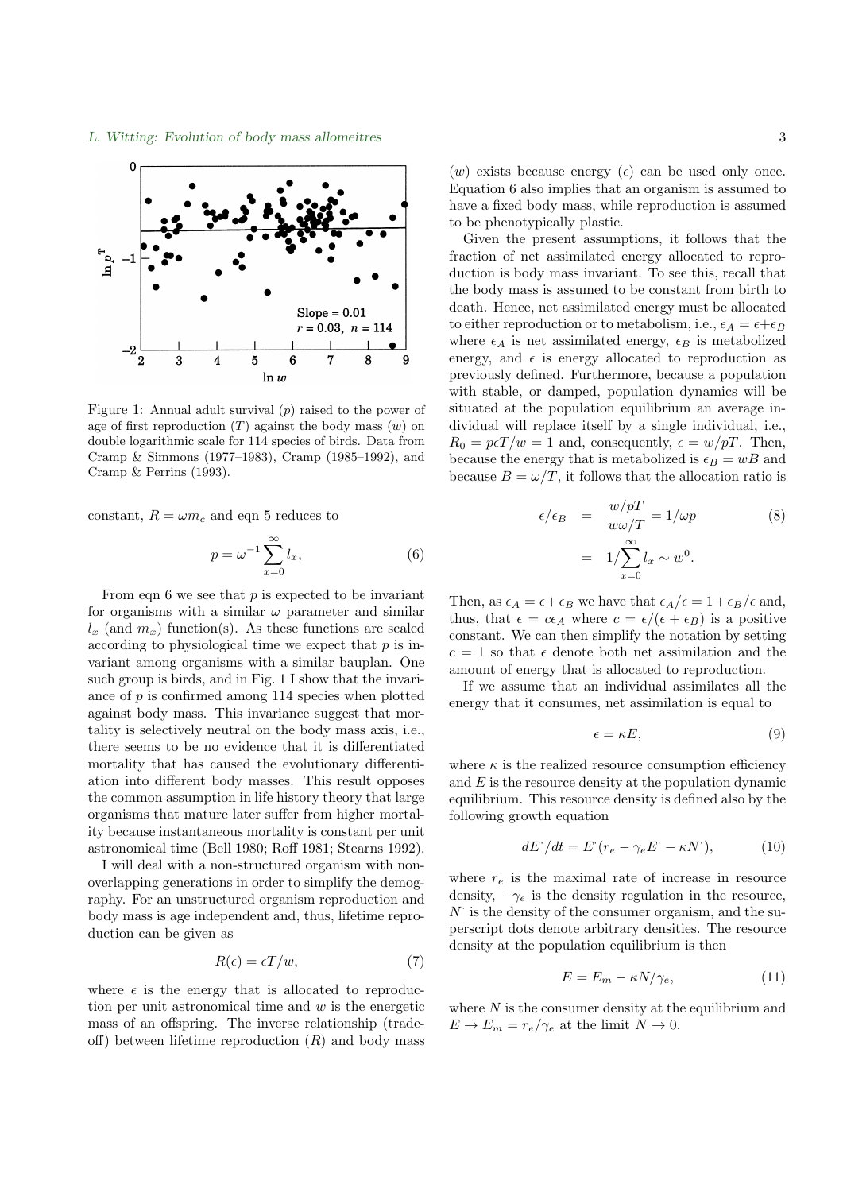Figure 1: Annual adult survival ($p$) raised to the power of age of first reproduction ($T$) against the body mass ($w$) on double logarithmic scale for 114 species of birds. Data from Cramp & Simmons (1977–1983), Cramp (1985–1992), and Cramp & Perrins (1993).

constant, $R = \omega m_c$ and eqn 5 reduces to

$$p = \omega^{-1} \sum_{x=0}^{\infty} l_x, \tag{6}$$

From eqn 6 we see that $p$ is expected to be invariant for organisms with a similar $\omega$ parameter and similar $l_x$ (and $m_x$) function(s). As these functions are scaled according to physiological time we expect that $p$ is invariant among organisms with a similar bauplan. One such group is birds, and in Fig. 1 I show that the invariance of $p$ is confirmed among 114 species when plotted against body mass. This invariance suggest that mortality is selectively neutral on the body mass axis, i.e., there seems to be no evidence that it is differentiated mortality that has caused the evolutionary differentiation into different body masses. This result opposes the common assumption in life history theory that large organisms that mature later suffer from higher mortality because instantaneous mortality is constant per unit astronomical time (Bell 1980; Roff 1981; Stearns 1992).

I will deal with a non-structured organism with non-overlapping generations in order to simplify the demography. For an unstructured organism reproduction and body mass is age independent and, thus, lifetime reproduction can be given as

$$R(\epsilon) = \epsilon T / w, \tag{7}$$

where $\epsilon$ is the energy that is allocated to reproduction per unit astronomical time and $w$ is the energetic mass of an offspring. The inverse relationship (trade-off) between lifetime reproduction ($R$) and body mass ($w$) exists because energy ($\epsilon$) can be used only once. Equation 6 also implies that an organism is assumed to have a fixed body mass, while reproduction is assumed to be phenotypically plastic.

Given the present assumptions, it follows that the fraction of net assimilated energy allocated to reproduction is body mass invariant. To see this, recall that the body mass is assumed to be constant from birth to death. Hence, net assimilated energy must be allocated to either reproduction or to metabolism, i.e., $\epsilon_A = \epsilon + \epsilon_B$ where $\epsilon_A$ is net assimilated energy, $\epsilon_B$ is metabolized energy, and $\epsilon$ is energy allocated to reproduction as previously defined. Furthermore, because a population with stable, or damped, population dynamics will be situated at the population equilibrium an average individual will replace itself by a single individual, i.e., $R_0 = p\epsilon T/w = 1$ and, consequently, $\epsilon = w/pT$. Then, because the energy that is metabolized is $\epsilon_B = wB$ and because $B = \omega/T$, it follows that the allocation ratio is

$$\begin{aligned} \epsilon/\epsilon_B &= \frac{w/pT}{w\omega/T} = 1/\omega p \\ &= 1/\sum_{x=0}^{\infty} l_x \sim w^0. \end{aligned} \tag{8}$$

Then, as $\epsilon_A = \epsilon + \epsilon_B$ we have that $\epsilon_A/\epsilon = 1 + \epsilon_B/\epsilon$ and, thus, that $\epsilon = c\epsilon_A$ where $c = \epsilon/(\epsilon + \epsilon_B)$ is a positive constant. We can then simplify the notation by setting $c = 1$ so that $\epsilon$ denote both net assimilation and the amount of energy that is allocated to reproduction.

If we assume that an individual assimilates all the energy that it consumes, net assimilation is equal to

$$\epsilon = \kappa E, \tag{9}$$

where $\kappa$ is the realized resource consumption efficiency and $E$ is the resource density at the population dynamic equilibrium. This resource density is defined also by the following growth equation

$$dE^{\cdot}/dt = E^{\cdot}(r_e - \gamma_e E^{\cdot} - \kappa N^{\cdot}), \tag{10}$$

where $r_e$ is the maximal rate of increase in resource density, $-\gamma_e$ is the density regulation in the resource, $N^{\cdot}$ is the density of the consumer organism, and the superscript dots denote arbitrary densities. The resource density at the population equilibrium is then

$$E = E_m - \kappa N/\gamma_e, \tag{11}$$

where $N$ is the consumer density at the equilibrium and $E \to E_m = r_e/\gamma_e$ at the limit $N \to 0$.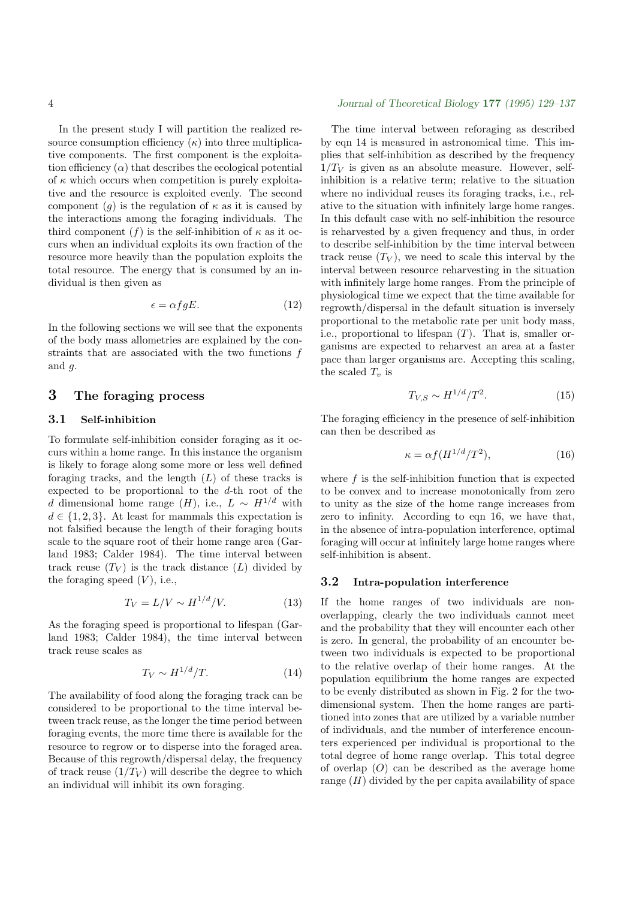In the present study I will partition the realized resource consumption efficiency ($\kappa$) into three multiplicative components. The first component is the exploitation efficiency ($\alpha$) that describes the ecological potential of $\kappa$ which occurs when competition is purely exploitative and the resource is exploited evenly. The second component ($g$) is the regulation of $\kappa$ as it is caused by the interactions among the foraging individuals. The third component ($f$) is the self-inhibition of $\kappa$ as it occurs when an individual exploits its own fraction of the resource more heavily than the population exploits the total resource. The energy that is consumed by an individual is then given as

$$\epsilon = \alpha f g E. \tag{12}$$

In the following sections we will see that the exponents of the body mass allometries are explained by the constraints that are associated with the two functions $f$ and $g$.

## 3 The foraging process

### 3.1 Self-inhibition

To formulate self-inhibition consider foraging as it occurs within a home range. In this instance the organism is likely to forage along some more or less well defined foraging tracks, and the length ($L$) of these tracks is expected to be proportional to the $d$-th root of the $d$ dimensional home range ($H$), i.e., $L \sim H^{1/d}$ with $d \in \{1, 2, 3\}$. At least for mammals this expectation is not falsified because the length of their foraging bouts scale to the square root of their home range area (Garland 1983; Calder 1984). The time interval between track reuse ($T_V$) is the track distance ($L$) divided by the foraging speed ($V$), i.e.,

$$T_V = L/V \sim H^{1/d}/V. \tag{13}$$

As the foraging speed is proportional to lifespan (Garland 1983; Calder 1984), the time interval between track reuse scales as

$$T_V \sim H^{1/d}/T. \tag{14}$$

The availability of food along the foraging track can be considered to be proportional to the time interval between track reuse, as the longer the time period between foraging events, the more time there is available for the resource to regrow or to disperse into the foraged area. Because of this regrowth/dispersal delay, the frequency of track reuse ($1/T_V$) will describe the degree to which an individual will inhibit its own foraging.

The time interval between reforaging as described by eqn 14 is measured in astronomical time. This implies that self-inhibition as described by the frequency $1/T_V$ is given as an absolute measure. However, self-inhibition is a relative term; relative to the situation where no individual reuses its foraging tracks, i.e., relative to the situation with infinitely large home ranges. In this default case with no self-inhibition the resource is reharvested by a given frequency and thus, in order to describe self-inhibition by the time interval between track reuse ($T_V$), we need to scale this interval by the interval between resource reharvesting in the situation with infinitely large home ranges. From the principle of physiological time we expect that the time available for regrowth/dispersal in the default situation is inversely proportional to the metabolic rate per unit body mass, i.e., proportional to lifespan ($T$). That is, smaller organisms are expected to reharvest an area at a faster pace than larger organisms are. Accepting this scaling, the scaled $T_v$ is

$$T_{V,S} \sim H^{1/d}/T^2. \tag{15}$$

The foraging efficiency in the presence of self-inhibition can then be described as

$$\kappa = \alpha f(H^{1/d}/T^2), \tag{16}$$

where $f$ is the self-inhibition function that is expected to be convex and to increase monotonically from zero to unity as the size of the home range increases from zero to infinity. According to eqn 16, we have that, in the absence of intra-population interference, optimal foraging will occur at infinitely large home ranges where self-inhibition is absent.

### 3.2 Intra-population interference

If the home ranges of two individuals are non-overlapping, clearly the two individuals cannot meet and the probability that they will encounter each other is zero. In general, the probability of an encounter between two individuals is expected to be proportional to the relative overlap of their home ranges. At the population equilibrium the home ranges are expected to be evenly distributed as shown in Fig. 2 for the two-dimensional system. Then the home ranges are partitioned into zones that are utilized by a variable number of individuals, and the number of interference encounters experienced per individual is proportional to the total degree of home range overlap. This total degree of overlap ($O$) can be described as the average home range ($H$) divided by the per capita availability of space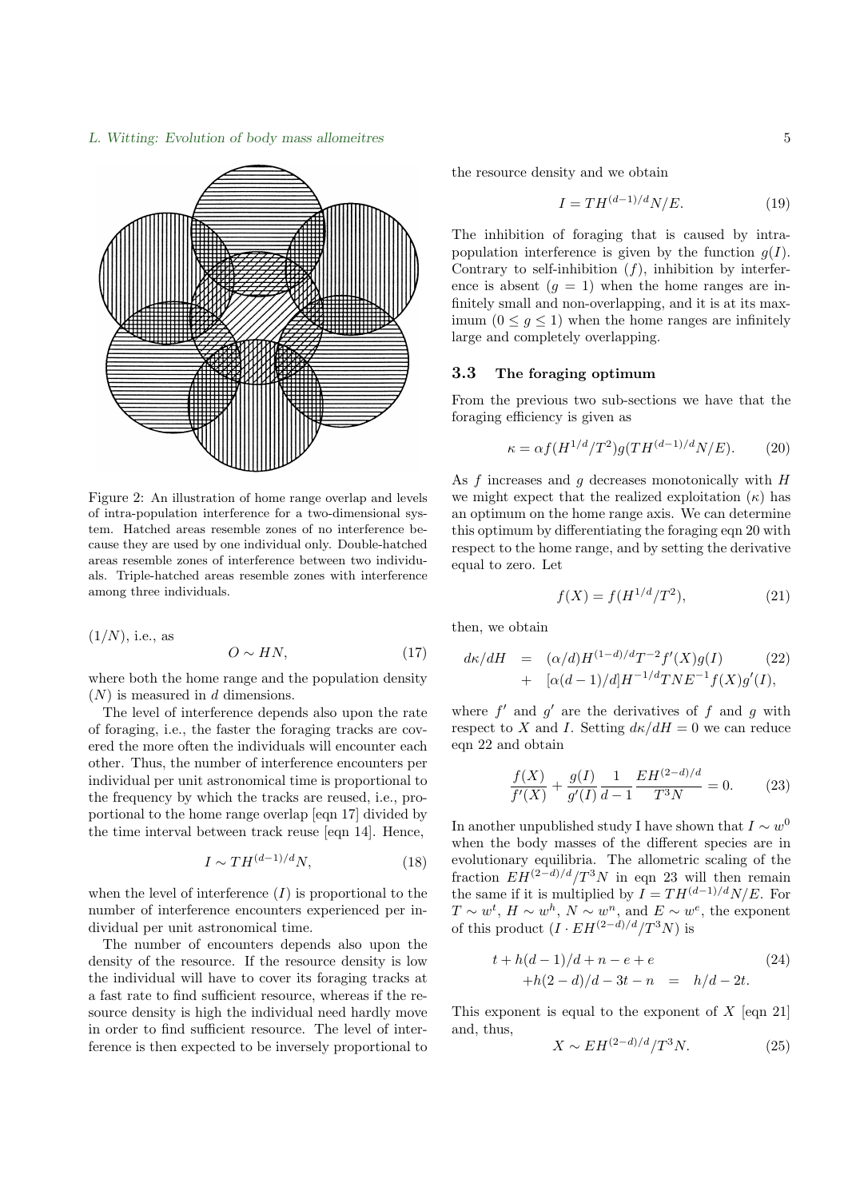Figure 2: An illustration of home range overlap and levels of intra-population interference for a two-dimensional system. Hatched areas resemble zones of no interference because they are used by one individual only. Double-hatched areas resemble zones of interference between two individuals. Triple-hatched areas resemble zones with interference among three individuals.

$(1/N)$, i.e., as

$$O \sim HN, \tag{17}$$

where both the home range and the population density $(N)$ is measured in $d$ dimensions.

The level of interference depends also upon the rate of foraging, i.e., the faster the foraging tracks are covered the more often the individuals will encounter each other. Thus, the number of interference encounters per individual per unit astronomical time is proportional to the frequency by which the tracks are reused, i.e., proportional to the home range overlap [eqn 17] divided by the time interval between track reuse [eqn 14]. Hence,

$$I \sim TH^{(d-1)/d}N, \tag{18}$$

when the level of interference $(I)$ is proportional to the number of interference encounters experienced per individual per unit astronomical time.

The number of encounters depends also upon the density of the resource. If the resource density is low the individual will have to cover its foraging tracks at a fast rate to find sufficient resource, whereas if the resource density is high the individual need hardly move in order to find sufficient resource. The level of interference is then expected to be inversely proportional to the resource density and we obtain

$$I = TH^{(d-1)/d}N/E. \tag{19}$$

The inhibition of foraging that is caused by intra-population interference is given by the function $g(I)$. Contrary to self-inhibition $(f)$, inhibition by interference is absent $(g = 1)$ when the home ranges are infinitely small and non-overlapping, and it is at its maximum $(0 \leq g \leq 1)$ when the home ranges are infinitely large and completely overlapping.

### 3.3 The foraging optimum

From the previous two sub-sections we have that the foraging efficiency is given as

$$\kappa = \alpha f(H^{1/d}/T^2)g(TH^{(d-1)/d}N/E). \tag{20}$$

As $f$ increases and $g$ decreases monotonically with $H$ we might expect that the realized exploitation $(\kappa)$ has an optimum on the home range axis. We can determine this optimum by differentiating the foraging eqn 20 with respect to the home range, and by setting the derivative equal to zero. Let

$$f(X) = f(H^{1/d}/T^2), \tag{21}$$

then, we obtain

$$\begin{aligned} d\kappa/dH &= (\alpha/d)H^{(1-d)/d}T^{-2}f'(X)g(I) \\ &+ [\alpha(d-1)/d]H^{-1/d}TNE^{-1}f(X)g'(I), \end{aligned} \tag{22}$$

where $f'$ and $g'$ are the derivatives of $f$ and $g$ with respect to $X$ and $I$. Setting $d\kappa/dH = 0$ we can reduce eqn 22 and obtain

$$\frac{f(X)}{f'(X)} + \frac{g(I)}{g'(I)}\frac{1}{d-1}\frac{EH^{(2-d)/d}}{T^3N} = 0. \tag{23}$$

In another unpublished study I have shown that $I \sim w^0$ when the body masses of the different species are in evolutionary equilibria. The allometric scaling of the fraction $EH^{(2-d)/d}/T^3N$ in eqn 23 will then remain the same if it is multiplied by $I = TH^{(d-1)/d}N/E$. For $T \sim w^t$, $H \sim w^h$, $N \sim w^n$, and $E \sim w^e$, the exponent of this product $(I \cdot EH^{(2-d)/d}/T^3N)$ is

$$\begin{aligned} t + h(d-1)/d + n - e + e & \\ +h(2-d)/d - 3t - n &= h/d - 2t. \end{aligned} \tag{24}$$

This exponent is equal to the exponent of $X$ [eqn 21] and, thus,

$$X \sim EH^{(2-d)/d}/T^3N. \tag{25}$$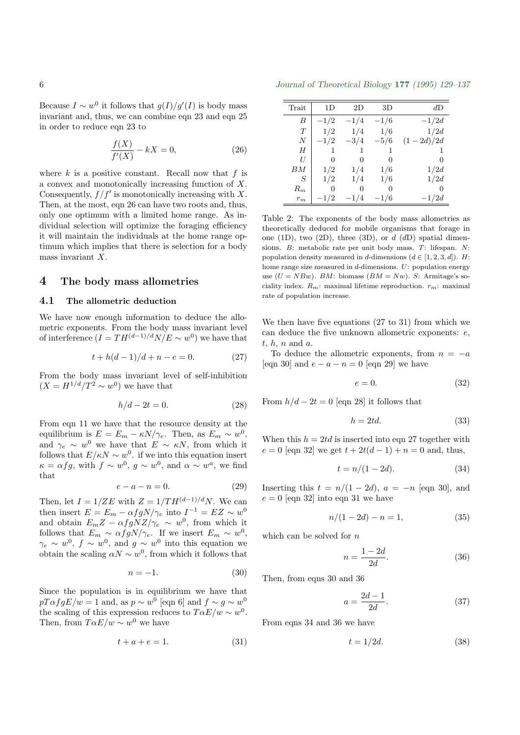Because $I \sim w^0$ it follows that $g(I)/g'(I)$ is body mass invariant and, thus, we can combine eqn 23 and eqn 25 in order to reduce eqn 23 to

$$\frac{f(X)}{f'(X)} - kX = 0, \tag{26}$$

where $k$ is a positive constant. Recall now that $f$ is a convex and monotonically increasing function of $X$. Consequently, $f/f'$ is monotonically increasing with $X$. Then, at the most, eqn 26 can have two roots and, thus, only one optimum with a limited home range. As individual selection will optimize the foraging efficiency it will maintain the individuals at the home range optimum which implies that there is selection for a body mass invariant $X$.

## 4 The body mass allometries

### 4.1 The allometric deduction

We have now enough information to deduce the allometric exponents. From the body mass invariant level of interference ($I = TH^{(d-1)/d}N/E \sim w^0$) we have that

$$t + h(d-1)/d + n - e = 0. \tag{27}$$

From the body mass invariant level of self-inhibition ($X = H^{1/d}/T^2 \sim w^0$) we have that

$$h/d - 2t = 0. \tag{28}$$

From eqn 11 we have that the resource density at the equilibrium is $E = E_m - \kappa N/\gamma_e$. Then, as $E_m \sim w^0$, and $\gamma_e \sim w^0$ we have that $E \sim \kappa N$, from which it follows that $E/\kappa N \sim w^0$. if we into this equation insert $\kappa = \alpha f g$, with $f \sim w^0$, $g \sim w^0$, and $\alpha \sim w^a$, we find that

$$e - a - n = 0. \tag{29}$$

Then, let $I = 1/ZE$ with $Z = 1/TH^{(d-1)/d}N$. We can then insert $E = E_m - \alpha f g N/\gamma_e$ into $I^{-1} = EZ \sim w^0$ and obtain $E_m Z - \alpha f g N Z/\gamma_e \sim w^0$, from which it follows that $E_m \sim \alpha f g N/\gamma_e$. If we insert $E_m \sim w^0$, $\gamma_e \sim w^0$, $f \sim w^0$, and $g \sim w^0$ into this equation we obtain the scaling $\alpha N \sim w^0$, from which it follows that

$$n = -1. \tag{30}$$

Since the population is in equilibrium we have that $pT\alpha f g E/w = 1$ and, as $p \sim w^0$ [eqn 6] and $f \sim g \sim w^0$ the scaling of this expression reduces to $T\alpha E/w \sim w^0$. Then, from $T\alpha E/w \sim w^0$ we have

$$t + a + e = 1. \tag{31}$$

| Trait | 1D | 2D | 3D | $d$D |
|---|---|---|---|---|
| $B$ | $-1/2$ | $-1/4$ | $-1/6$ | $-1/2d$ |
| $T$ | $1/2$ | $1/4$ | $1/6$ | $1/2d$ |
| $N$ | $-1/2$ | $-3/4$ | $-5/6$ | $(1-2d)/2d$ |
| $H$ | 1 | 1 | 1 | 1 |
| $U$ | 0 | 0 | 0 | 0 |
| $BM$ | $1/2$ | $1/4$ | $1/6$ | $1/2d$ |
| $S$ | $1/2$ | $1/4$ | $1/6$ | $1/2d$ |
| $R_m$ | 0 | 0 | 0 | 0 |
| $r_m$ | $-1/2$ | $-1/4$ | $-1/6$ | $-1/2d$ |

Table 2: The exponents of the body mass allometries as theoretically deduced for mobile organisms that forage in one (1D), two (2D), three (3D), or $d$ ($d$D) spatial dimensions. $B$: metabolic rate per unit body mass. $T$: lifespan. $N$: population density measured in $d$-dimensions ($d \in [1, 2, 3, d]$). $H$: home range size measured in $d$-dimensions. $U$: population energy use ($U = NBw$). $BM$: biomass ($BM = Nw$). $S$: Armitage's sociality index. $R_m$: maximal lifetime reproduction. $r_m$: maximal rate of population increase.

We then have five equations (27 to 31) from which we can deduce the five unknown allometric exponents: $e$, $t$, $h$, $n$ and $a$.

To deduce the allometric exponents, from $n = -a$ [eqn 30] and $e - a - n = 0$ [eqn 29] we have

$$e = 0. \tag{32}$$

From $h/d - 2t = 0$ [eqn 28] it follows that

$$h = 2td. \tag{33}$$

When this $h = 2td$ is inserted into eqn 27 together with $e = 0$ [eqn 32] we get $t + 2t(d-1) + n = 0$ and, thus,

$$t = n/(1 - 2d). \tag{34}$$

Inserting this $t = n/(1-2d)$, $a = -n$ [eqn 30], and $e = 0$ [eqn 32] into eqn 31 we have

$$n/(1 - 2d) - n = 1, \tag{35}$$

which can be solved for $n$

$$n = \frac{1 - 2d}{2d}. \tag{36}$$

Then, from eqns 30 and 36

$$a = \frac{2d - 1}{2d}. \tag{37}$$

From eqns 34 and 36 we have

$$t = 1/2d. \tag{38}$$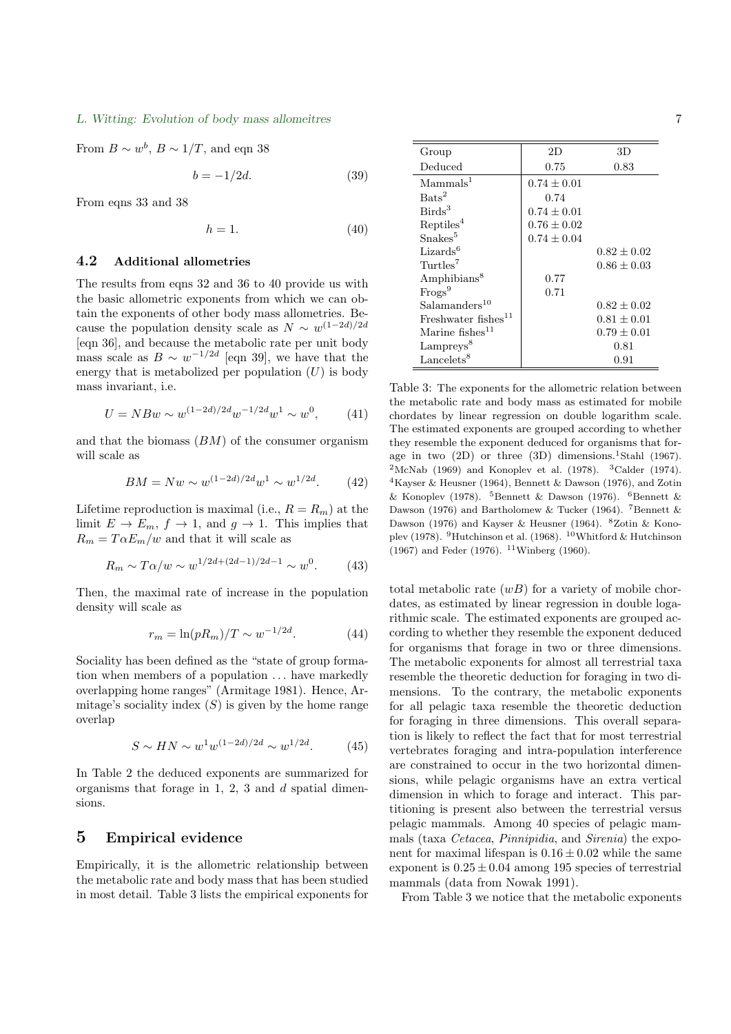From $B \sim w^b$, $B \sim 1/T$, and eqn 38

$$b = -1/2d. \tag{39}$$

From eqns 33 and 38

$$h = 1. \tag{40}$$

### 4.2 Additional allometries

The results from eqns 32 and 36 to 40 provide us with the basic allometric exponents from which we can obtain the exponents of other body mass allometries. Because the population density scale as $N \sim w^{(1-2d)/2d}$ [eqn 36], and because the metabolic rate per unit body mass scale as $B \sim w^{-1/2d}$ [eqn 39], we have that the energy that is metabolized per population ($U$) is body mass invariant, i.e.

$$U = NBw \sim w^{(1-2d)/2d} w^{-1/2d} w^1 \sim w^0, \tag{41}$$

and that the biomass ($BM$) of the consumer organism will scale as

$$BM = Nw \sim w^{(1-2d)/2d} w^1 \sim w^{1/2d}. \tag{42}$$

Lifetime reproduction is maximal (i.e., $R = R_m$) at the limit $E \to E_m$, $f \to 1$, and $g \to 1$. This implies that $R_m = T\alpha E_m/w$ and that it will scale as

$$R_m \sim T\alpha/w \sim w^{1/2d+(2d-1)/2d-1} \sim w^0. \tag{43}$$

Then, the maximal rate of increase in the population density will scale as

$$r_m = \ln(pR_m)/T \sim w^{-1/2d}. \tag{44}$$

Sociality has been defined as the "state of group formation when members of a population ... have markedly overlapping home ranges" (Armitage 1981). Hence, Armitage's sociality index ($S$) is given by the home range overlap

$$S \sim HN \sim w^1 w^{(1-2d)/2d} \sim w^{1/2d}. \tag{45}$$

In Table 2 the deduced exponents are summarized for organisms that forage in 1, 2, 3 and $d$ spatial dimensions.

## 5 Empirical evidence

Empirically, it is the allometric relationship between the metabolic rate and body mass that has been studied in most detail. Table 3 lists the empirical exponents for total metabolic rate ($wB$) for a variety of mobile chordates, as estimated by linear regression in double logarithmic scale. The estimated exponents are grouped according to whether they resemble the exponent deduced for organisms that forage in two or three dimensions. The metabolic exponents for almost all terrestrial taxa resemble the theoretic deduction for foraging in two dimensions. To the contrary, the metabolic exponents for all pelagic taxa resemble the theoretic deduction for foraging in three dimensions. This overall separation is likely to reflect the fact that for most terrestrial vertebrates foraging and intra-population interference are constrained to occur in the two horizontal dimensions, while pelagic organisms have an extra vertical dimension in which to forage and interact. This partitioning is present also between the terrestrial versus pelagic mammals. Among 40 species of pelagic mammals (taxa *Cetacea*, *Pinnipidia*, and *Sirenia*) the exponent for maximal lifespan is $0.16 \pm 0.02$ while the same exponent is $0.25 \pm 0.04$ among 195 species of terrestrial mammals (data from Nowak 1991).

| Group | 2D | 3D |
|---|---|---|
| Deduced | 0.75 | 0.83 |
| Mammals[1] | $0.74 \pm 0.01$ | |
| Bats[2] | 0.74 | |
| Birds[3] | $0.74 \pm 0.01$ | |
| Reptiles[4] | $0.76 \pm 0.02$ | |
| Snakes[5] | $0.74 \pm 0.04$ | |
| Lizards[6] | | $0.82 \pm 0.02$ |
| Turtles[7] | | $0.86 \pm 0.03$ |
| Amphibians[8] | 0.77 | |
| Frogs[9] | 0.71 | |
| Salamanders[10] | | $0.82 \pm 0.02$ |
| Freshwater fishes[11] | | $0.81 \pm 0.01$ |
| Marine fishes[11] | | $0.79 \pm 0.01$ |
| Lampreys[8] | | 0.81 |
| Lancelets[8] | | 0.91 |

Table 3: The exponents for the allometric relation between the metabolic rate and body mass as estimated for mobile chordates by linear regression on double logarithm scale. The estimated exponents are grouped according to whether they resemble the exponent deduced for organisms that forage in two (2D) or three (3D) dimensions. [1]Stahl (1967). [2]McNab (1969) and Konoplev et al. (1978). [3]Calder (1974). [4]Kayser & Heusner (1964), Bennett & Dawson (1976), and Zotin & Konoplev (1978). [5]Bennett & Dawson (1976). [6]Bennett & Dawson (1976) and Bartholomew & Tucker (1964). [7]Bennett & Dawson (1976) and Kayser & Heusner (1964). [8]Zotin & Konoplev (1978). [9]Hutchinson et al. (1968). [10]Whitford & Hutchinson (1967) and Feder (1976). [11]Winberg (1960).

From Table 3 we notice that the metabolic exponents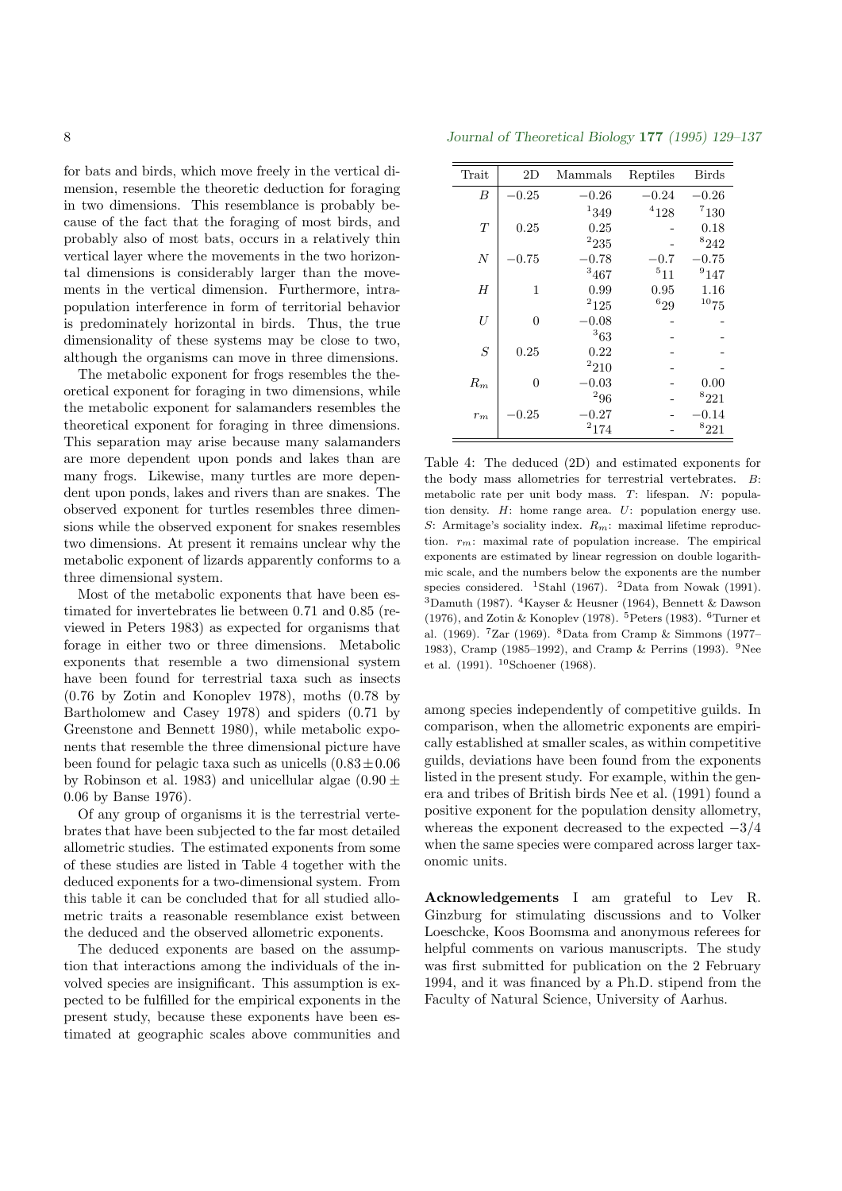for bats and birds, which move freely in the vertical dimension, resemble the theoretic deduction for foraging in two dimensions. This resemblance is probably because of the fact that the foraging of most birds, and probably also of most bats, occurs in a relatively thin vertical layer where the movements in the two horizontal dimensions is considerably larger than the movements in the vertical dimension. Furthermore, intra-population interference in form of territorial behavior is predominately horizontal in birds. Thus, the true dimensionality of these systems may be close to two, although the organisms can move in three dimensions.

The metabolic exponent for frogs resembles the theoretical exponent for foraging in two dimensions, while the metabolic exponent for salamanders resembles the theoretical exponent for foraging in three dimensions. This separation may arise because many salamanders are more dependent upon ponds and lakes than are many frogs. Likewise, many turtles are more dependent upon ponds, lakes and rivers than are snakes. The observed exponent for turtles resembles three dimensions while the observed exponent for snakes resembles two dimensions. At present it remains unclear why the metabolic exponent of lizards apparently conforms to a three dimensional system.

Most of the metabolic exponents that have been estimated for invertebrates lie between 0.71 and 0.85 (reviewed in Peters 1983) as expected for organisms that forage in either two or three dimensions. Metabolic exponents that resemble a two dimensional system have been found for terrestrial taxa such as insects (0.76 by Zotin and Konoplev 1978), moths (0.78 by Bartholomew and Casey 1978) and spiders (0.71 by Greenstone and Bennett 1980), while metabolic exponents that resemble the three dimensional picture have been found for pelagic taxa such as unicells ($0.83 \pm 0.06$ by Robinson et al. 1983) and unicellular algae ($0.90 \pm 0.06$ by Banse 1976).

Of any group of organisms it is the terrestrial vertebrates that have been subjected to the far most detailed allometric studies. The estimated exponents from some of these studies are listed in Table 4 together with the deduced exponents for a two-dimensional system. From this table it can be concluded that for all studied allometric traits a reasonable resemblance exist between the deduced and the observed allometric exponents.

The deduced exponents are based on the assumption that interactions among the individuals of the involved species are insignificant. This assumption is expected to be fulfilled for the empirical exponents in the present study, because these exponents have been estimated at geographic scales above communities and among species independently of competitive guilds. In comparison, when the allometric exponents are empirically established at smaller scales, as within competitive guilds, deviations have been found from the exponents listed in the present study. For example, within the genera and tribes of British birds Nee et al. (1991) found a positive exponent for the population density allometry, whereas the exponent decreased to the expected $-3/4$ when the same species were compared across larger taxonomic units.

| Trait | 2D | Mammals | Reptiles | Birds |
|---|---|---|---|---|
| $B$ | $-0.25$ | $-0.26$ | $-0.24$ | $-0.26$ |
| | | [1]349 | [4]128 | [7]130 |
| $T$ | 0.25 | 0.25 | - | 0.18 |
| | | [2]235 | - | [8]242 |
| $N$ | $-0.75$ | $-0.78$ | $-0.7$ | $-0.75$ |
| | | [3]467 | [5]11 | [9]147 |
| $H$ | 1 | 0.99 | 0.95 | 1.16 |
| | | [2]125 | [6]29 | [10]75 |
| $U$ | 0 | $-0.08$ | - | - |
| | | [3]63 | - | - |
| $S$ | 0.25 | 0.22 | - | - |
| | | [2]210 | - | - |
| $R_m$ | 0 | $-0.03$ | - | 0.00 |
| | | [2]96 | - | [8]221 |
| $r_m$ | $-0.25$ | $-0.27$ | - | $-0.14$ |
| | | [2]174 | - | [8]221 |

Table 4: The deduced (2D) and estimated exponents for the body mass allometries for terrestrial vertebrates. $B$: metabolic rate per unit body mass. $T$: lifespan. $N$: population density. $H$: home range area. $U$: population energy use. $S$: Armitage's sociality index. $R_m$: maximal lifetime reproduction. $r_m$: maximal rate of population increase. The empirical exponents are estimated by linear regression on double logarithmic scale, and the numbers below the exponents are the number species considered. [1]Stahl (1967). [2]Data from Nowak (1991). [3]Damuth (1987). [4]Kayser & Heusner (1964), Bennett & Dawson (1976), and Zotin & Konoplev (1978). [5]Peters (1983). [6]Turner et al. (1969). [7]Zar (1969). [8]Data from Cramp & Simmons (1977–1983), Cramp (1985–1992), and Cramp & Perrins (1993). [9]Nee et al. (1991). [10]Schoener (1968).

**Acknowledgements** I am grateful to Lev R. Ginzburg for stimulating discussions and to Volker Loeschcke, Koos Boomsma and anonymous referees for helpful comments on various manuscripts. The study was first submitted for publication on the 2 February 1994, and it was financed by a Ph.D. stipend from the Faculty of Natural Science, University of Aarhus.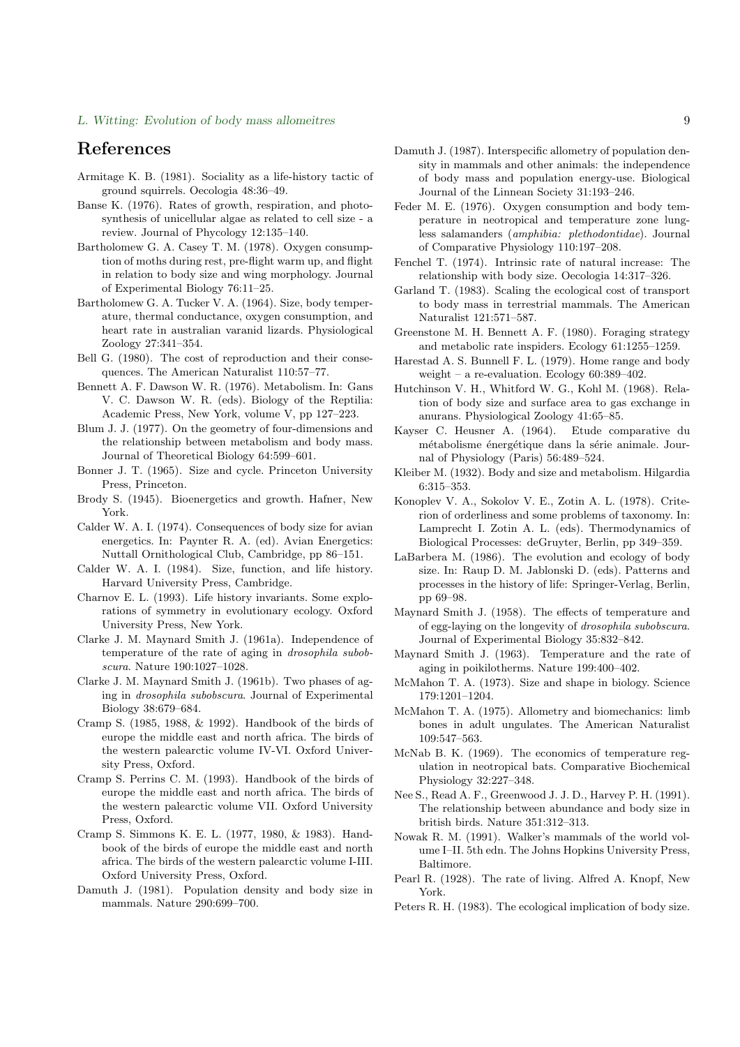## References

Armitage K. B. (1981). Sociality as a life-history tactic of ground squirrels. Oecologia 48:36–49.

Banse K. (1976). Rates of growth, respiration, and photosynthesis of unicellular algae as related to cell size - a review. Journal of Phycology 12:135–140.

Bartholomew G. A. Casey T. M. (1978). Oxygen consumption of moths during rest, pre-flight warm up, and flight in relation to body size and wing morphology. Journal of Experimental Biology 76:11–25.

Bartholomew G. A. Tucker V. A. (1964). Size, body temperature, thermal conductance, oxygen consumption, and heart rate in australian varanid lizards. Physiological Zoology 27:341–354.

Bell G. (1980). The cost of reproduction and their consequences. The American Naturalist 110:57–77.

Bennett A. F. Dawson W. R. (1976). Metabolism. In: Gans V. C. Dawson W. R. (eds). Biology of the Reptilia: Academic Press, New York, volume V, pp 127–223.

Blum J. J. (1977). On the geometry of four-dimensions and the relationship between metabolism and body mass. Journal of Theoretical Biology 64:599–601.

Bonner J. T. (1965). Size and cycle. Princeton University Press, Princeton.

Brody S. (1945). Bioenergetics and growth. Hafner, New York.

Calder W. A. I. (1974). Consequences of body size for avian energetics. In: Paynter R. A. (ed). Avian Energetics: Nuttall Ornithological Club, Cambridge, pp 86–151.

Calder W. A. I. (1984). Size, function, and life history. Harvard University Press, Cambridge.

Charnov E. L. (1993). Life history invariants. Some explorations of symmetry in evolutionary ecology. Oxford University Press, New York.

Clarke J. M. Maynard Smith J. (1961a). Independence of temperature of the rate of aging in *drosophila subobscura*. Nature 190:1027–1028.

Clarke J. M. Maynard Smith J. (1961b). Two phases of aging in *drosophila subobscura*. Journal of Experimental Biology 38:679–684.

Cramp S. (1985, 1988, & 1992). Handbook of the birds of europe the middle east and north africa. The birds of the western palearctic volume IV-VI. Oxford University Press, Oxford.

Cramp S. Perrins C. M. (1993). Handbook of the birds of europe the middle east and north africa. The birds of the western palearctic volume VII. Oxford University Press, Oxford.

Cramp S. Simmons K. E. L. (1977, 1980, & 1983). Handbook of the birds of europe the middle east and north africa. The birds of the western palearctic volume I-III. Oxford University Press, Oxford.

Damuth J. (1981). Population density and body size in mammals. Nature 290:699–700.

Damuth J. (1987). Interspecific allometry of population density in mammals and other animals: the independence of body mass and population energy-use. Biological Journal of the Linnean Society 31:193–246.

Feder M. E. (1976). Oxygen consumption and body temperature in neotropical and temperature zone lungless salamanders (*amphibia: plethodontidae*). Journal of Comparative Physiology 110:197–208.

Fenchel T. (1974). Intrinsic rate of natural increase: The relationship with body size. Oecologia 14:317–326.

Garland T. (1983). Scaling the ecological cost of transport to body mass in terrestrial mammals. The American Naturalist 121:571–587.

Greenstone M. H. Bennett A. F. (1980). Foraging strategy and metabolic rate inspiders. Ecology 61:1255–1259.

Harestad A. S. Bunnell F. L. (1979). Home range and body weight – a re-evaluation. Ecology 60:389–402.

Hutchinson V. H., Whitford W. G., Kohl M. (1968). Relation of body size and surface area to gas exchange in anurans. Physiological Zoology 41:65–85.

Kayser C. Heusner A. (1964). Etude comparative du métabolisme énergétique dans la série animale. Journal of Physiology (Paris) 56:489–524.

Kleiber M. (1932). Body and size and metabolism. Hilgardia 6:315–353.

Konoplev V. A., Sokolov V. E., Zotin A. L. (1978). Criterion of orderliness and some problems of taxonomy. In: Lamprecht I. Zotin A. L. (eds). Thermodynamics of Biological Processes: deGruyter, Berlin, pp 349–359.

LaBarbera M. (1986). The evolution and ecology of body size. In: Raup D. M. Jablonski D. (eds). Patterns and processes in the history of life: Springer-Verlag, Berlin, pp 69–98.

Maynard Smith J. (1958). The effects of temperature and of egg-laying on the longevity of *drosophila subobscura*. Journal of Experimental Biology 35:832–842.

Maynard Smith J. (1963). Temperature and the rate of aging in poikilotherms. Nature 199:400–402.

McMahon T. A. (1973). Size and shape in biology. Science 179:1201–1204.

McMahon T. A. (1975). Allometry and biomechanics: limb bones in adult ungulates. The American Naturalist 109:547–563.

McNab B. K. (1969). The economics of temperature regulation in neotropical bats. Comparative Biochemical Physiology 32:227–348.

Nee S., Read A. F., Greenwood J. J. D., Harvey P. H. (1991). The relationship between abundance and body size in british birds. Nature 351:312–313.

Nowak R. M. (1991). Walker's mammals of the world volume I–II. 5th edn. The Johns Hopkins University Press, Baltimore.

Pearl R. (1928). The rate of living. Alfred A. Knopf, New York.

Peters R. H. (1983). The ecological implication of body size.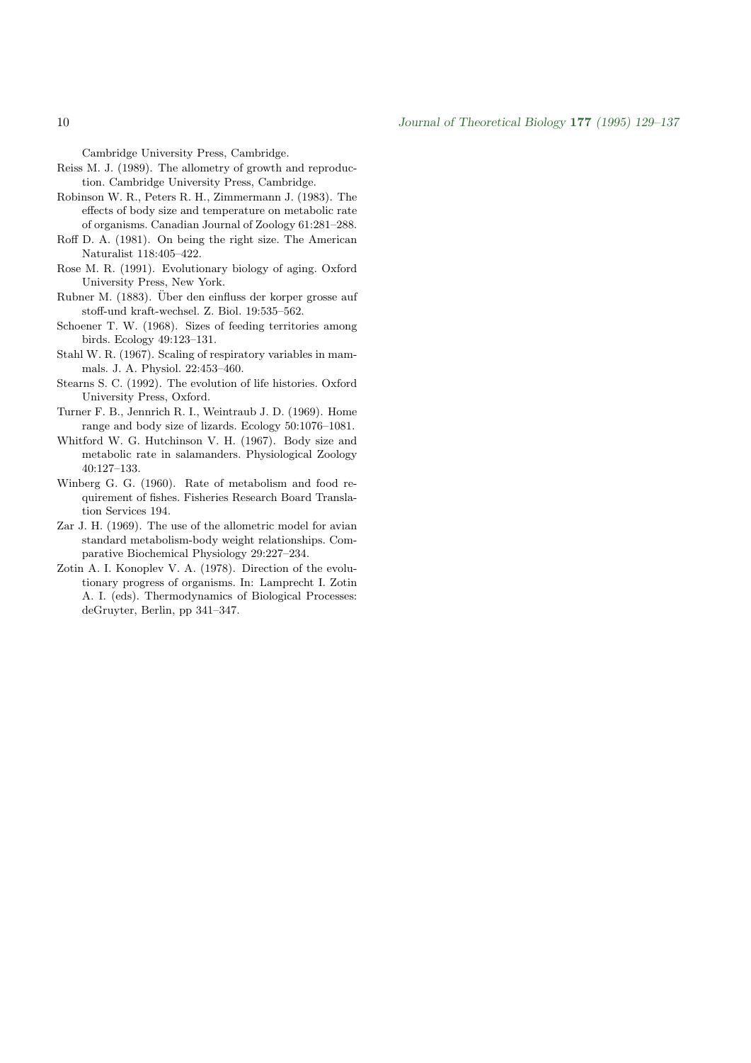Cambridge University Press, Cambridge.

Reiss M. J. (1989). The allometry of growth and reproduction. Cambridge University Press, Cambridge.

Robinson W. R., Peters R. H., Zimmermann J. (1983). The effects of body size and temperature on metabolic rate of organisms. Canadian Journal of Zoology 61:281–288.

Roff D. A. (1981). On being the right size. The American Naturalist 118:405–422.

Rose M. R. (1991). Evolutionary biology of aging. Oxford University Press, New York.

Rubner M. (1883). Über den einfluss der korper grosse auf stoff-und kraft-wechsel. Z. Biol. 19:535–562.

Schoener T. W. (1968). Sizes of feeding territories among birds. Ecology 49:123–131.

Stahl W. R. (1967). Scaling of respiratory variables in mammals. J. A. Physiol. 22:453–460.

Stearns S. C. (1992). The evolution of life histories. Oxford University Press, Oxford.

Turner F. B., Jennrich R. I., Weintraub J. D. (1969). Home range and body size of lizards. Ecology 50:1076–1081.

Whitford W. G. Hutchinson V. H. (1967). Body size and metabolic rate in salamanders. Physiological Zoology 40:127–133.

Winberg G. G. (1960). Rate of metabolism and food requirement of fishes. Fisheries Research Board Translation Services 194.

Zar J. H. (1969). The use of the allometric model for avian standard metabolism-body weight relationships. Comparative Biochemical Physiology 29:227–234.

Zotin A. I. Konoplev V. A. (1978). Direction of the evolutionary progress of organisms. In: Lamprecht I. Zotin A. I. (eds). Thermodynamics of Biological Processes: deGruyter, Berlin, pp 341–347.